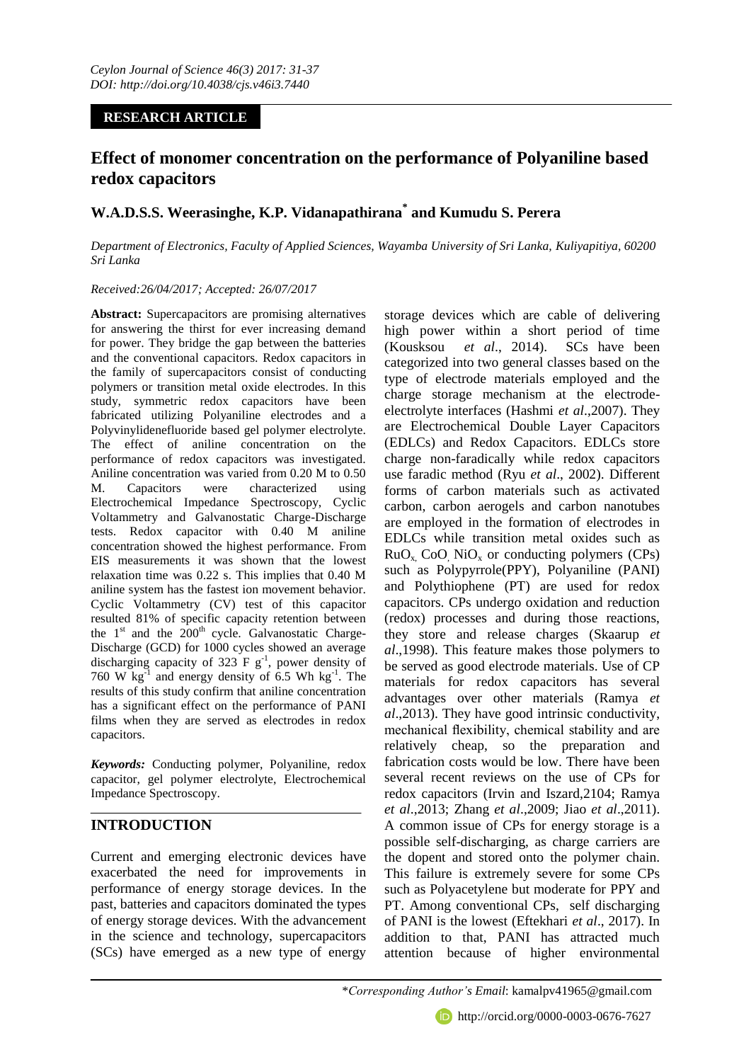*Ceylon Journal of Science 46(3) 2017: 31-37*
*DOI: http://doi.org/10.4038/cjs.v46i3.7440*

**RESEARCH ARTICLE**

# Effect of monomer concentration on the performance of Polyaniline based redox capacitors

## W.A.D.S.S. Weerasinghe, K.P. Vidanapathirana* and Kumudu S. Perera

*Department of Electronics, Faculty of Applied Sciences, Wayamba University of Sri Lanka, Kuliyapitiya, 60200 Sri Lanka*

*Received:26/04/2017; Accepted: 26/07/2017*

**Abstract:** Supercapacitors are promising alternatives for answering the thirst for ever increasing demand for power. They bridge the gap between the batteries and the conventional capacitors. Redox capacitors in the family of supercapacitors consist of conducting polymers or transition metal oxide electrodes. In this study, symmetric redox capacitors have been fabricated utilizing Polyaniline electrodes and a Polyvinylidenefluoride based gel polymer electrolyte. The effect of aniline concentration on the performance of redox capacitors was investigated. Aniline concentration was varied from 0.20 M to 0.50 M. Capacitors were characterized using Electrochemical Impedance Spectroscopy, Cyclic Voltammetry and Galvanostatic Charge-Discharge tests. Redox capacitor with 0.40 M aniline concentration showed the highest performance. From EIS measurements it was shown that the lowest relaxation time was 0.22 s. This implies that 0.40 M aniline system has the fastest ion movement behavior. Cyclic Voltammetry (CV) test of this capacitor resulted 81% of specific capacity retention between the 1st and the 200th cycle. Galvanostatic Charge-Discharge (GCD) for 1000 cycles showed an average discharging capacity of 323 F $g^{-1}$, power density of 760 W $kg^{-1}$ and energy density of 6.5 Wh $kg^{-1}$. The results of this study confirm that aniline concentration has a significant effect on the performance of PANI films when they are served as electrodes in redox capacitors.

***Keywords:*** Conducting polymer, Polyaniline, redox capacitor, gel polymer electrolyte, Electrochemical Impedance Spectroscopy.

## INTRODUCTION

Current and emerging electronic devices have exacerbated the need for improvements in performance of energy storage devices. In the past, batteries and capacitors dominated the types of energy storage devices. With the advancement in the science and technology, supercapacitors (SCs) have emerged as a new type of energy storage devices which are cable of delivering high power within a short period of time (Kousksou *et al*., 2014). SCs have been categorized into two general classes based on the type of electrode materials employed and the charge storage mechanism at the electrode-electrolyte interfaces (Hashmi *et al*.,2007). They are Electrochemical Double Layer Capacitors (EDLCs) and Redox Capacitors. EDLCs store charge non-faradically while redox capacitors use faradic method (Ryu *et al*., 2002). Different forms of carbon materials such as activated carbon, carbon aerogels and carbon nanotubes are employed in the formation of electrodes in EDLCs while transition metal oxides such as $RuO_x$, CoO, $NiO_x$ or conducting polymers (CPs) such as Polypyrrole(PPY), Polyaniline (PANI) and Polythiophene (PT) are used for redox capacitors. CPs undergo oxidation and reduction (redox) processes and during those reactions, they store and release charges (Skaarup *et al*.,1998). This feature makes those polymers to be served as good electrode materials. Use of CP materials for redox capacitors has several advantages over other materials (Ramya *et al*.,2013). They have good intrinsic conductivity, mechanical flexibility, chemical stability and are relatively cheap, so the preparation and fabrication costs would be low. There have been several recent reviews on the use of CPs for redox capacitors (Irvin and Iszard,2104; Ramya *et al*.,2013; Zhang *et al*.,2009; Jiao *et al*.,2011). A common issue of CPs for energy storage is a possible self-discharging, as charge carriers are the dopant and stored onto the polymer chain. This failure is extremely severe for some CPs such as Polyacetylene but moderate for PPY and PT. Among conventional CPs, self discharging of PANI is the lowest (Eftekhari *et al*., 2017). In addition to that, PANI has attracted much attention because of higher environmental

*\*Corresponding Author's Email*: kamalpv41965@gmail.com

http://orcid.org/0000-0003-0676-7627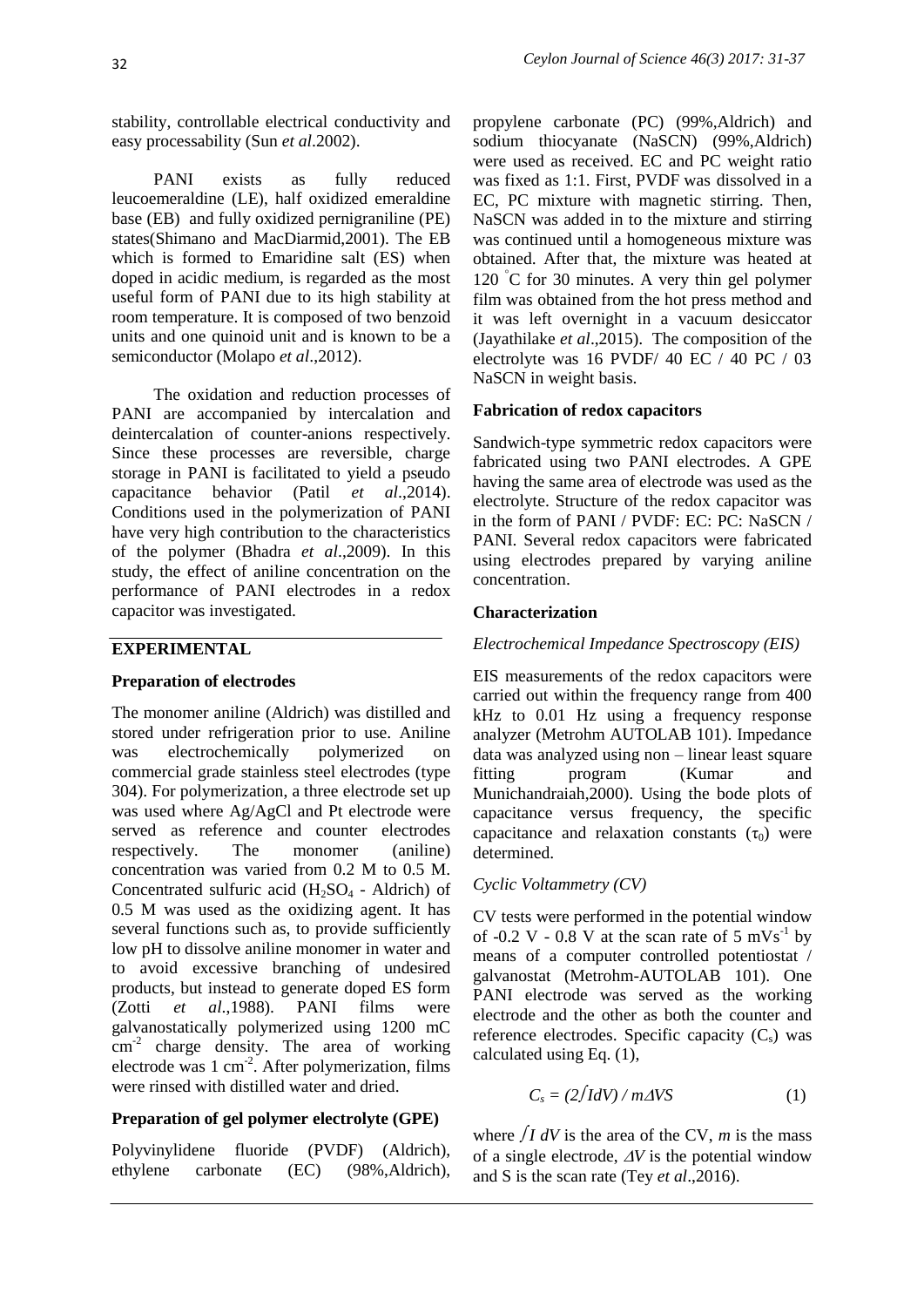stability, controllable electrical conductivity and easy processability (Sun *et al*.2002).

PANI exists as fully reduced leucoemeraldine (LE), half oxidized emeraldine base (EB) and fully oxidized pernigraniline (PE) states(Shimano and MacDiarmid,2001). The EB which is formed to Emaridine salt (ES) when doped in acidic medium, is regarded as the most useful form of PANI due to its high stability at room temperature. It is composed of two benzoid units and one quinoid unit and is known to be a semiconductor (Molapo *et al*.,2012).

The oxidation and reduction processes of PANI are accompanied by intercalation and deintercalation of counter-anions respectively. Since these processes are reversible, charge storage in PANI is facilitated to yield a pseudo capacitance behavior (Patil *et al*.,2014). Conditions used in the polymerization of PANI have very high contribution to the characteristics of the polymer (Bhadra *et al*.,2009). In this study, the effect of aniline concentration on the performance of PANI electrodes in a redox capacitor was investigated.

## EXPERIMENTAL

### Preparation of electrodes

The monomer aniline (Aldrich) was distilled and stored under refrigeration prior to use. Aniline was electrochemically polymerized on commercial grade stainless steel electrodes (type 304). For polymerization, a three electrode set up was used where Ag/AgCl and Pt electrode were served as reference and counter electrodes respectively. The monomer (aniline) concentration was varied from 0.2 M to 0.5 M. Concentrated sulfuric acid ($H_2SO_4$ - Aldrich) of 0.5 M was used as the oxidizing agent. It has several functions such as, to provide sufficiently low pH to dissolve aniline monomer in water and to avoid excessive branching of undesired products, but instead to generate doped ES form (Zotti *et al*.,1988). PANI films were galvanostatically polymerized using 1200 mC $cm^{-2}$ charge density. The area of working electrode was 1 $cm^{-2}$. After polymerization, films were rinsed with distilled water and dried.

### Preparation of gel polymer electrolyte (GPE)

Polyvinylidene fluoride (PVDF) (Aldrich), ethylene carbonate (EC) (98%,Aldrich), propylene carbonate (PC) (99%,Aldrich) and sodium thiocyanate (NaSCN) (99%,Aldrich) were used as received. EC and PC weight ratio was fixed as 1:1. First, PVDF was dissolved in a EC, PC mixture with magnetic stirring. Then, NaSCN was added in to the mixture and stirring was continued until a homogeneous mixture was obtained. After that, the mixture was heated at 120 °C for 30 minutes. A very thin gel polymer film was obtained from the hot press method and it was left overnight in a vacuum desiccator (Jayathilake *et al*.,2015). The composition of the electrolyte was 16 PVDF/ 40 EC / 40 PC / 03 NaSCN in weight basis.

### Fabrication of redox capacitors

Sandwich-type symmetric redox capacitors were fabricated using two PANI electrodes. A GPE having the same area of electrode was used as the electrolyte. Structure of the redox capacitor was in the form of PANI / PVDF: EC: PC: NaSCN / PANI. Several redox capacitors were fabricated using electrodes prepared by varying aniline concentration.

### Characterization

#### *Electrochemical Impedance Spectroscopy (EIS)*

EIS measurements of the redox capacitors were carried out within the frequency range from 400 kHz to 0.01 Hz using a frequency response analyzer (Metrohm AUTOLAB 101). Impedance data was analyzed using non – linear least square fitting program (Kumar and Munichandraiah,2000). Using the bode plots of capacitance versus frequency, the specific capacitance and relaxation constants ($\tau_0$) were determined.

#### *Cyclic Voltammetry (CV)*

CV tests were performed in the potential window of -0.2 V - 0.8 V at the scan rate of 5 $mVs^{-1}$ by means of a computer controlled potentiostat / galvanostat (Metrohm-AUTOLAB 101). One PANI electrode was served as the working electrode and the other as both the counter and reference electrodes. Specific capacity ($C_s$) was calculated using Eq. (1),

$$C_s = (2\int IdV) / m\Delta VS \quad (1)$$

where $\int I\,dV$ is the area of the CV, $m$ is the mass of a single electrode, $\Delta V$ is the potential window and S is the scan rate (Tey *et al*.,2016).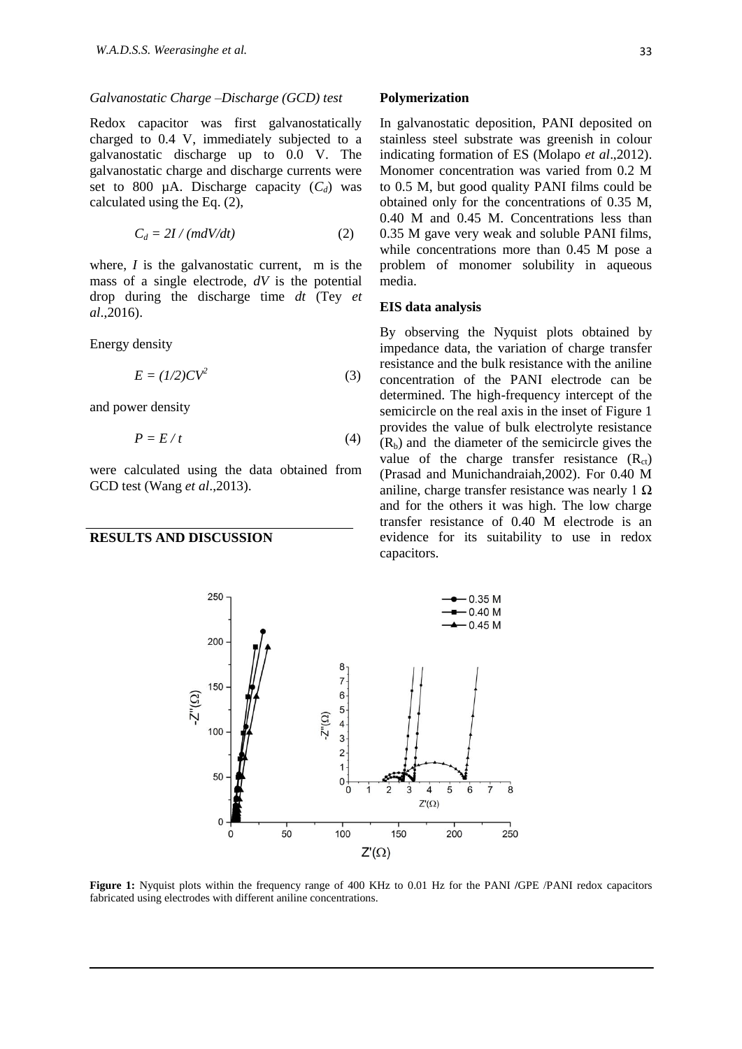### *Galvanostatic Charge –Discharge (GCD) test*

Redox capacitor was first galvanostatically charged to 0.4 V, immediately subjected to a galvanostatic discharge up to 0.0 V. The galvanostatic charge and discharge currents were set to 800 µA. Discharge capacity ($C_d$) was calculated using the Eq. (2),

$$C_d = 2I / (mdV/dt) \quad (2)$$

where, $I$ is the galvanostatic current, m is the mass of a single electrode, $dV$ is the potential drop during the discharge time $dt$ (Tey *et al*.,2016).

Energy density

$$E = (1/2)CV^2 \quad (3)$$

and power density

$$P = E / t \quad (4)$$

were calculated using the data obtained from GCD test (Wang *et al*.,2013).

## RESULTS AND DISCUSSION

### Polymerization

In galvanostatic deposition, PANI deposited on stainless steel substrate was greenish in colour indicating formation of ES (Molapo *et al*.,2012). Monomer concentration was varied from 0.2 M to 0.5 M, but good quality PANI films could be obtained only for the concentrations of 0.35 M, 0.40 M and 0.45 M. Concentrations less than 0.35 M gave very weak and soluble PANI films, while concentrations more than 0.45 M pose a problem of monomer solubility in aqueous media.

### EIS data analysis

By observing the Nyquist plots obtained by impedance data, the variation of charge transfer resistance and the bulk resistance with the aniline concentration of the PANI electrode can be determined. The high-frequency intercept of the semicircle on the real axis in the inset of Figure 1 provides the value of bulk electrolyte resistance ($R_b$) and the diameter of the semicircle gives the value of the charge transfer resistance ($R_{ct}$) (Prasad and Munichandraiah,2002). For 0.40 M aniline, charge transfer resistance was nearly 1 Ω and for the others it was high. The low charge transfer resistance of 0.40 M electrode is an evidence for its suitability to use in redox capacitors.

**Figure 1:** Nyquist plots within the frequency range of 400 KHz to 0.01 Hz for the PANI /GPE /PANI redox capacitors fabricated using electrodes with different aniline concentrations.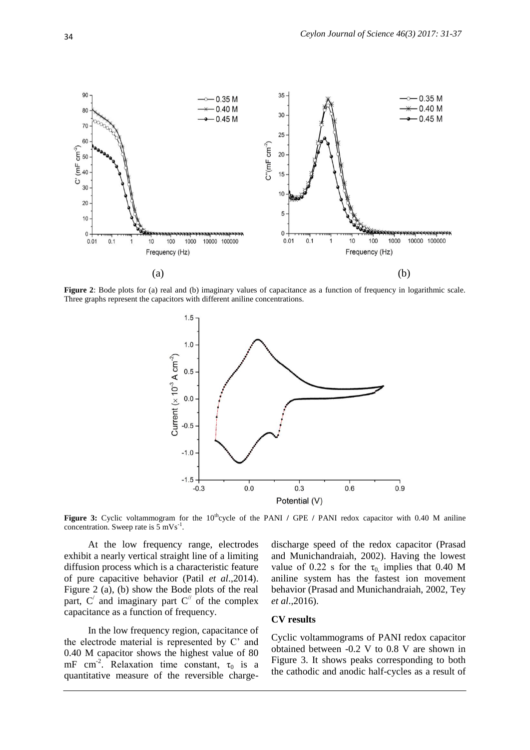**Figure 2**: Bode plots for (a) real and (b) imaginary values of capacitance as a function of frequency in logarithmic scale. Three graphs represent the capacitors with different aniline concentrations.

**Figure 3:** Cyclic voltammogram for the 10[th] cycle of the PANI / GPE / PANI redox capacitor with 0.40 M aniline concentration. Sweep rate is 5 $mVs^{-1}$.

At the low frequency range, electrodes exhibit a nearly vertical straight line of a limiting diffusion process which is a characteristic feature of pure capacitive behavior (Patil *et al*.,2014). Figure 2 (a), (b) show the Bode plots of the real part, $C^{/}$ and imaginary part $C^{//}$ of the complex capacitance as a function of frequency.

In the low frequency region, capacitance of the electrode material is represented by C' and 0.40 M capacitor shows the highest value of 80 mF $cm^{-2}$. Relaxation time constant, $\tau_0$ is a quantitative measure of the reversible charge-discharge speed of the redox capacitor (Prasad and Munichandraiah, 2002). Having the lowest value of 0.22 s for the $\tau_0$ implies that 0.40 M aniline system has the fastest ion movement behavior (Prasad and Munichandraiah, 2002, Tey *et al*.,2016).

### CV results

Cyclic voltammograms of PANI redox capacitor obtained between -0.2 V to 0.8 V are shown in Figure 3. It shows peaks corresponding to both the cathodic and anodic half-cycles as a result of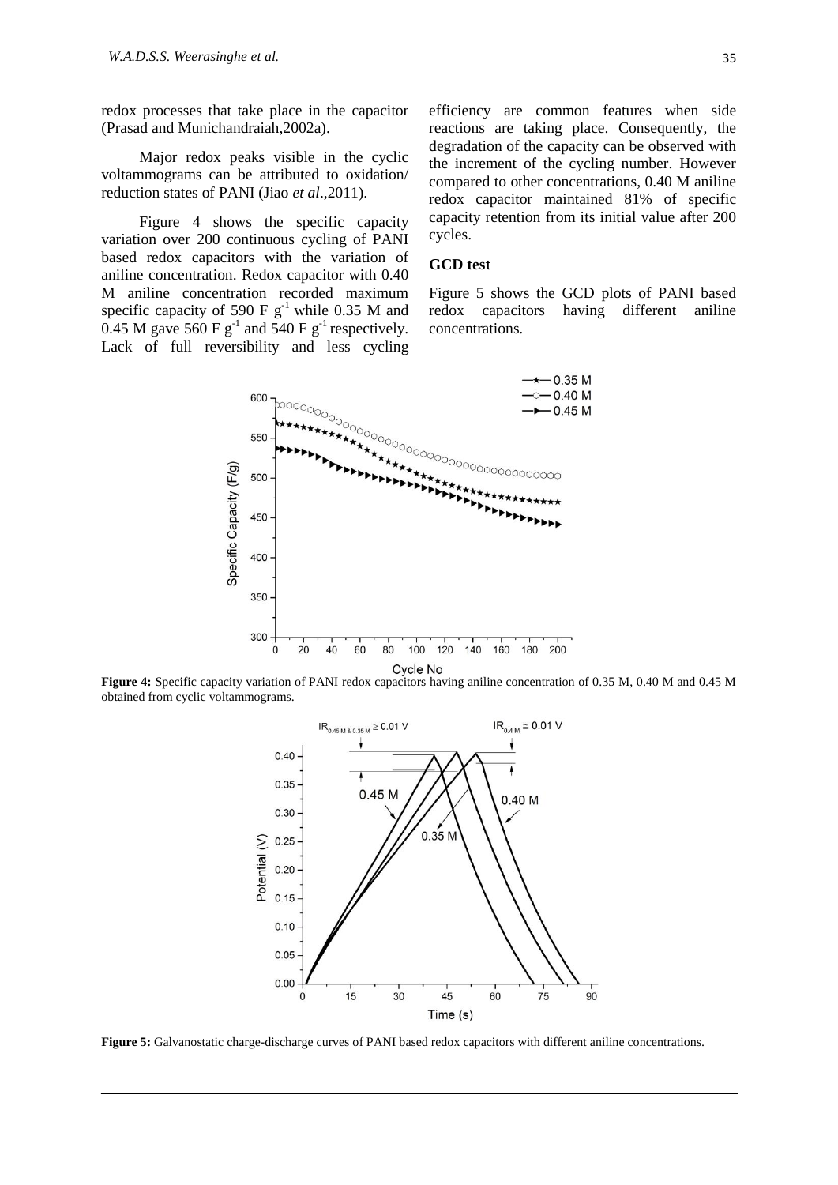redox processes that take place in the capacitor (Prasad and Munichandraiah,2002a).

Major redox peaks visible in the cyclic voltammograms can be attributed to oxidation/ reduction states of PANI (Jiao *et al*.,2011).

Figure 4 shows the specific capacity variation over 200 continuous cycling of PANI based redox capacitors with the variation of aniline concentration. Redox capacitor with 0.40 M aniline concentration recorded maximum specific capacity of 590 F $g^{-1}$ while 0.35 M and 0.45 M gave 560 F $g^{-1}$ and 540 F $g^{-1}$ respectively. Lack of full reversibility and less cycling efficiency are common features when side reactions are taking place. Consequently, the degradation of the capacity can be observed with the increment of the cycling number. However compared to other concentrations, 0.40 M aniline redox capacitor maintained 81% of specific capacity retention from its initial value after 200 cycles.

**GCD test**

Figure 5 shows the GCD plots of PANI based redox capacitors having different aniline concentrations.

**Figure 4:** Specific capacity variation of PANI redox capacitors having aniline concentration of 0.35 M, 0.40 M and 0.45 M obtained from cyclic voltammograms.

**Figure 5:** Galvanostatic charge-discharge curves of PANI based redox capacitors with different aniline concentrations.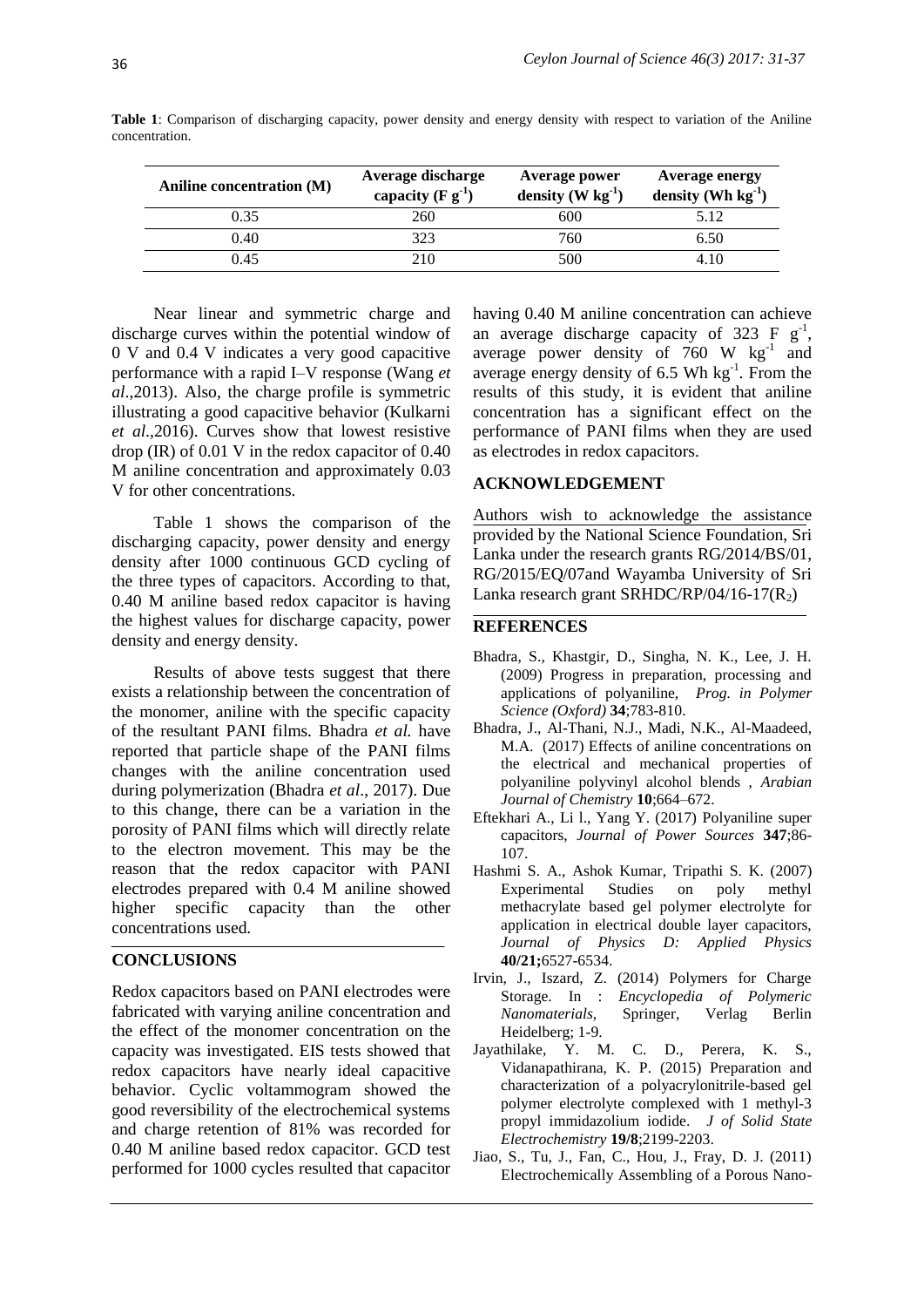**Table 1**: Comparison of discharging capacity, power density and energy density with respect to variation of the Aniline concentration.

| Aniline concentration (M) | Average discharge capacity ($F\ g^{-1}$) | Average power density ($W\ kg^{-1}$) | Average energy density ($Wh\ kg^{-1}$) |
|---|---|---|---|
| 0.35 | 260 | 600 | 5.12 |
| 0.40 | 323 | 760 | 6.50 |
| 0.45 | 210 | 500 | 4.10 |

Near linear and symmetric charge and discharge curves within the potential window of 0 V and 0.4 V indicates a very good capacitive performance with a rapid I–V response (Wang *et al*.,2013). Also, the charge profile is symmetric illustrating a good capacitive behavior (Kulkarni *et al*.,2016). Curves show that lowest resistive drop (IR) of 0.01 V in the redox capacitor of 0.40 M aniline concentration and approximately 0.03 V for other concentrations.

Table 1 shows the comparison of the discharging capacity, power density and energy density after 1000 continuous GCD cycling of the three types of capacitors. According to that, 0.40 M aniline based redox capacitor is having the highest values for discharge capacity, power density and energy density.

Results of above tests suggest that there exists a relationship between the concentration of the monomer, aniline with the specific capacity of the resultant PANI films. Bhadra *et al.* have reported that particle shape of the PANI films changes with the aniline concentration used during polymerization (Bhadra *et al*., 2017). Due to this change, there can be a variation in the porosity of PANI films which will directly relate to the electron movement. This may be the reason that the redox capacitor with PANI electrodes prepared with 0.4 M aniline showed higher specific capacity than the other concentrations used.

## CONCLUSIONS

Redox capacitors based on PANI electrodes were fabricated with varying aniline concentration and the effect of the monomer concentration on the capacity was investigated. EIS tests showed that redox capacitors have nearly ideal capacitive behavior. Cyclic voltammogram showed the good reversibility of the electrochemical systems and charge retention of 81% was recorded for 0.40 M aniline based redox capacitor. GCD test performed for 1000 cycles resulted that capacitor having 0.40 M aniline concentration can achieve an average discharge capacity of 323 F $g^{-1}$, average power density of 760 W $kg^{-1}$ and average energy density of 6.5 Wh $kg^{-1}$. From the results of this study, it is evident that aniline concentration has a significant effect on the performance of PANI films when they are used as electrodes in redox capacitors.

## ACKNOWLEDGEMENT

Authors wish to acknowledge the assistance provided by the National Science Foundation, Sri Lanka under the research grants RG/2014/BS/01, RG/2015/EQ/07and Wayamba University of Sri Lanka research grant SRHDC/RP/04/16-17($R_2$)

## REFERENCES

Bhadra, S., Khastgir, D., Singha, N. K., Lee, J. H. (2009) Progress in preparation, processing and applications of polyaniline, *Prog. in Polymer Science (Oxford)* **34**;783-810.

Bhadra, J., Al-Thani, N.J., Madi, N.K., Al-Maadeed, M.A. (2017) Effects of aniline concentrations on the electrical and mechanical properties of polyaniline polyvinyl alcohol blends , *Arabian Journal of Chemistry* **10**;664–672.

Eftekhari A., Li l., Yang Y. (2017) Polyaniline super capacitors, *Journal of Power Sources* **347**;86-107.

Hashmi S. A., Ashok Kumar, Tripathi S. K. (2007) Experimental Studies on poly methyl methacrylate based gel polymer electrolyte for application in electrical double layer capacitors, *Journal of Physics D: Applied Physics* **40/21;**6527-6534.

Irvin, J., Iszard, Z. (2014) Polymers for Charge Storage. In : *Encyclopedia of Polymeric Nanomaterials*, Springer, Verlag Berlin Heidelberg; 1-9.

Jayathilake, Y. M. C. D., Perera, K. S., Vidanapathirana, K. P. (2015) Preparation and characterization of a polyacrylonitrile-based gel polymer electrolyte complexed with 1 methyl-3 propyl immidazolium iodide. *J of Solid State Electrochemistry* **19/8**;2199-2203.

Jiao, S., Tu, J., Fan, C., Hou, J., Fray, D. J. (2011) Electrochemically Assembling of a Porous Nano-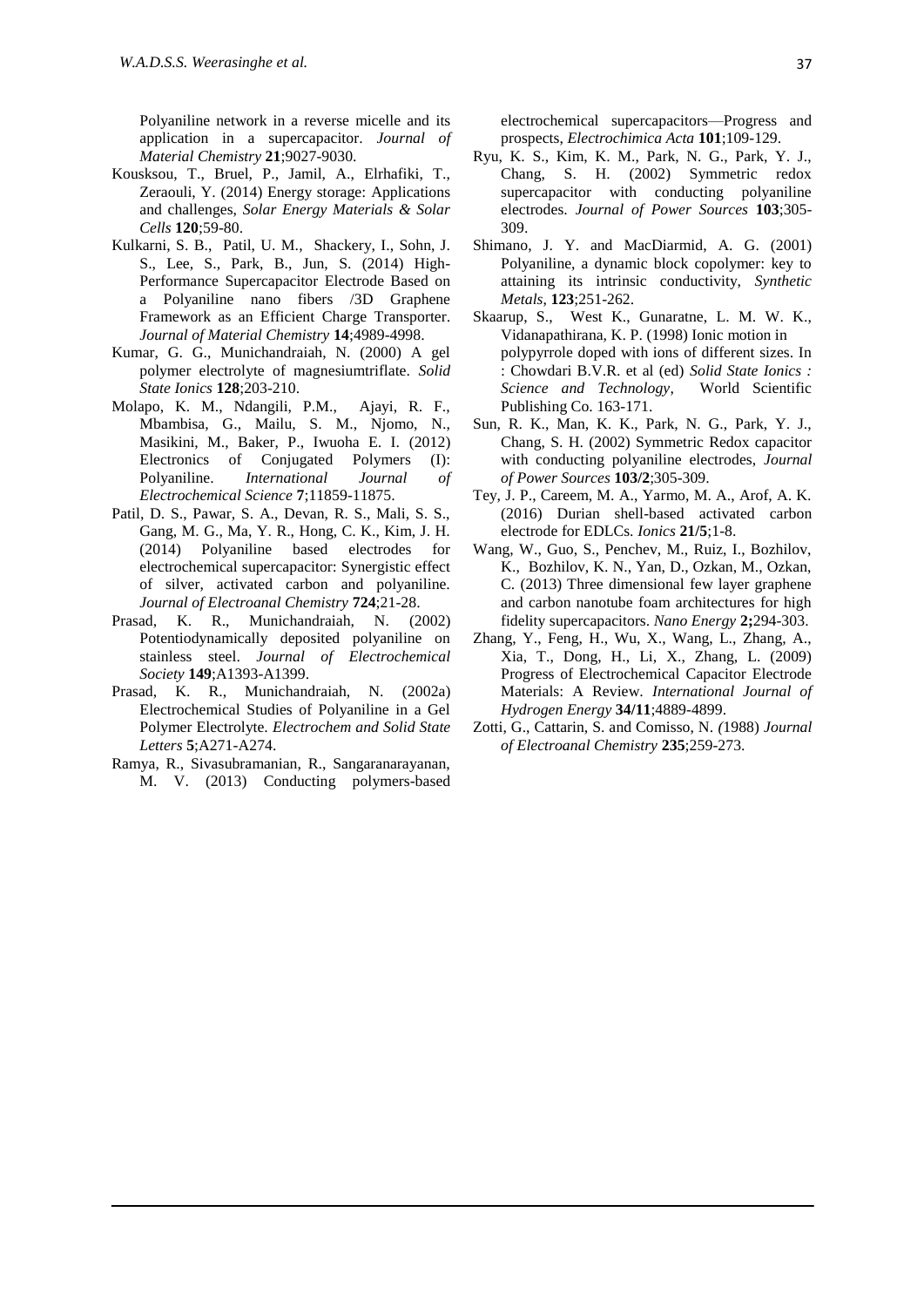Polyaniline network in a reverse micelle and its application in a supercapacitor. *Journal of Material Chemistry* **21**;9027-9030.

Kousksou, T., Bruel, P., Jamil, A., Elrhafiki, T., Zeraouli, Y. (2014) Energy storage: Applications and challenges, *Solar Energy Materials & Solar Cells* **120**;59-80.

Kulkarni, S. B., Patil, U. M., Shackery, I., Sohn, J. S., Lee, S., Park, B., Jun, S. (2014) High-Performance Supercapacitor Electrode Based on a Polyaniline nano fibers /3D Graphene Framework as an Efficient Charge Transporter. *Journal of Material Chemistry* **14**;4989-4998.

Kumar, G. G., Munichandraiah, N. (2000) A gel polymer electrolyte of magnesiumtriflate. *Solid State Ionics* **128**;203-210.

Molapo, K. M., Ndangili, P.M., Ajayi, R. F., Mbambisa, G., Mailu, S. M., Njomo, N., Masikini, M., Baker, P., Iwuoha E. I. (2012) Electronics of Conjugated Polymers (I): Polyaniline. *International Journal of Electrochemical Science* **7**;11859-11875.

Patil, D. S., Pawar, S. A., Devan, R. S., Mali, S. S., Gang, M. G., Ma, Y. R., Hong, C. K., Kim, J. H. (2014) Polyaniline based electrodes for electrochemical supercapacitor: Synergistic effect of silver, activated carbon and polyaniline. *Journal of Electroanal Chemistry* **724**;21-28.

Prasad, K. R., Munichandraiah, N. (2002) Potentiodynamically deposited polyaniline on stainless steel. *Journal of Electrochemical Society* **149**;A1393-A1399.

Prasad, K. R., Munichandraiah, N. (2002a) Electrochemical Studies of Polyaniline in a Gel Polymer Electrolyte. *Electrochem and Solid State Letters* **5**;A271-A274.

Ramya, R., Sivasubramanian, R., Sangaranarayanan, M. V. (2013) Conducting polymers-based electrochemical supercapacitors—Progress and prospects, *Electrochimica Acta* **101**;109-129.

Ryu, K. S., Kim, K. M., Park, N. G., Park, Y. J., Chang, S. H. (2002) Symmetric redox supercapacitor with conducting polyaniline electrodes. *Journal of Power Sources* **103**;305-309.

Shimano, J. Y. and MacDiarmid, A. G. (2001) Polyaniline, a dynamic block copolymer: key to attaining its intrinsic conductivity, *Synthetic Metals*, **123**;251-262.

Skaarup, S., West K., Gunaratne, L. M. W. K., Vidanapathirana, K. P. (1998) Ionic motion in polypyrrole doped with ions of different sizes. In : Chowdari B.V.R. et al (ed) *Solid State Ionics : Science and Technology*, World Scientific Publishing Co. 163-171.

Sun, R. K., Man, K. K., Park, N. G., Park, Y. J., Chang, S. H. (2002) Symmetric Redox capacitor with conducting polyaniline electrodes, *Journal of Power Sources* **103/2**;305-309.

Tey, J. P., Careem, M. A., Yarmo, M. A., Arof, A. K. (2016) Durian shell-based activated carbon electrode for EDLCs. *Ionics* **21/5**;1-8.

Wang, W., Guo, S., Penchev, M., Ruiz, I., Bozhilov, K., Bozhilov, K. N., Yan, D., Ozkan, M., Ozkan, C. (2013) Three dimensional few layer graphene and carbon nanotube foam architectures for high fidelity supercapacitors. *Nano Energy* **2;**294-303.

Zhang, Y., Feng, H., Wu, X., Wang, L., Zhang, A., Xia, T., Dong, H., Li, X., Zhang, L. (2009) Progress of Electrochemical Capacitor Electrode Materials: A Review. *International Journal of Hydrogen Energy* **34/11**;4889-4899.

Zotti, G., Cattarin, S. and Comisso, N. (1988) *Journal of Electroanal Chemistry* **235**;259-273.